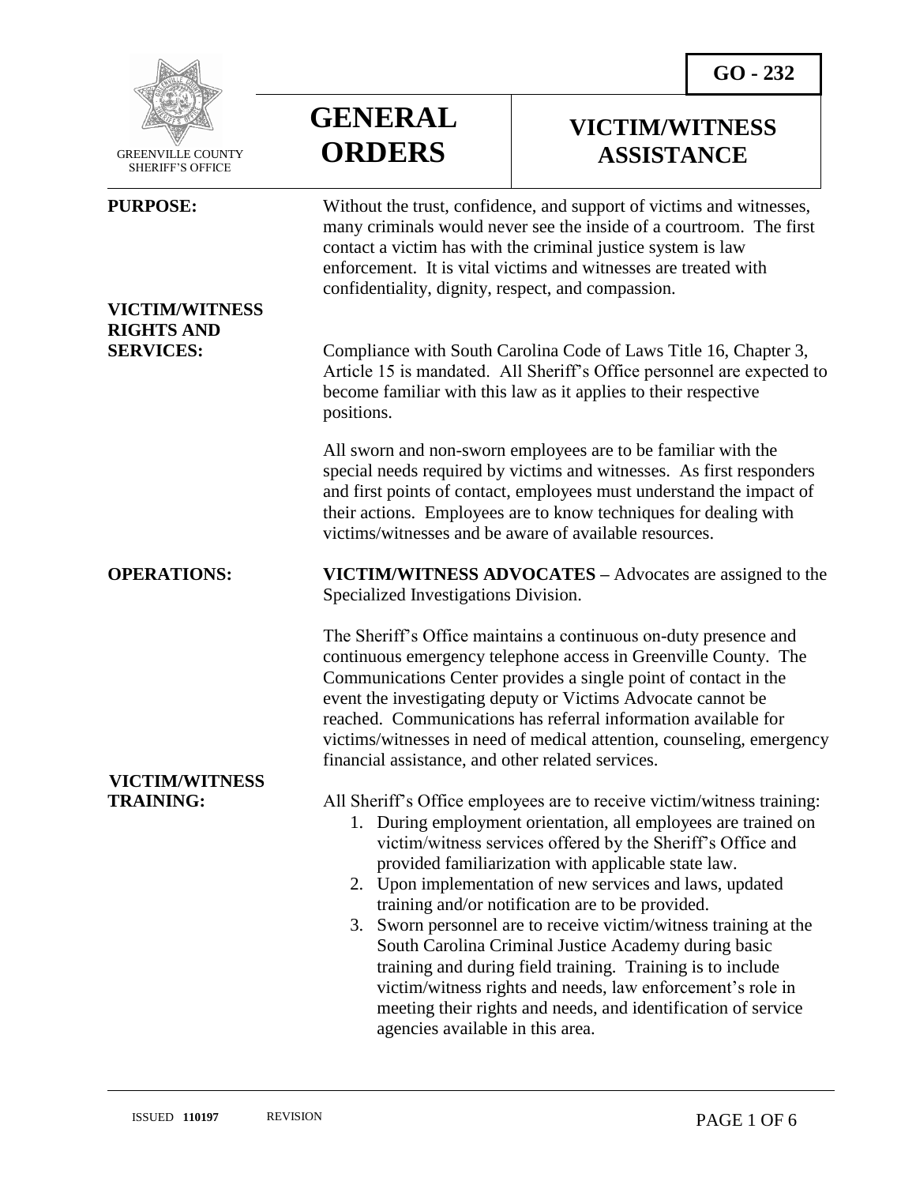GO - 232

GREENVILLE COUNTY SHERIFF'S OFFICE

# GENERAL ORDERS

# VICTIM/WITNESS ASSISTANCE

**PURPOSE:**

Without the trust, confidence, and support of victims and witnesses, many criminals would never see the inside of a courtroom. The first contact a victim has with the criminal justice system is law enforcement. It is vital victims and witnesses are treated with confidentiality, dignity, respect, and compassion.

**VICTIM/WITNESS RIGHTS AND SERVICES:**

Compliance with South Carolina Code of Laws Title 16, Chapter 3, Article 15 is mandated. All Sheriff's Office personnel are expected to become familiar with this law as it applies to their respective positions.

All sworn and non-sworn employees are to be familiar with the special needs required by victims and witnesses. As first responders and first points of contact, employees must understand the impact of their actions. Employees are to know techniques for dealing with victims/witnesses and be aware of available resources.

**OPERATIONS:**

**VICTIM/WITNESS ADVOCATES –** Advocates are assigned to the Specialized Investigations Division.

The Sheriff's Office maintains a continuous on-duty presence and continuous emergency telephone access in Greenville County. The Communications Center provides a single point of contact in the event the investigating deputy or Victims Advocate cannot be reached. Communications has referral information available for victims/witnesses in need of medical attention, counseling, emergency financial assistance, and other related services.

**VICTIM/WITNESS TRAINING:**

All Sheriff's Office employees are to receive victim/witness training:

1. During employment orientation, all employees are trained on victim/witness services offered by the Sheriff's Office and provided familiarization with applicable state law.
2. Upon implementation of new services and laws, updated training and/or notification are to be provided.
3. Sworn personnel are to receive victim/witness training at the South Carolina Criminal Justice Academy during basic training and during field training. Training is to include victim/witness rights and needs, law enforcement's role in meeting their rights and needs, and identification of service agencies available in this area.

ISSUED **110197** REVISION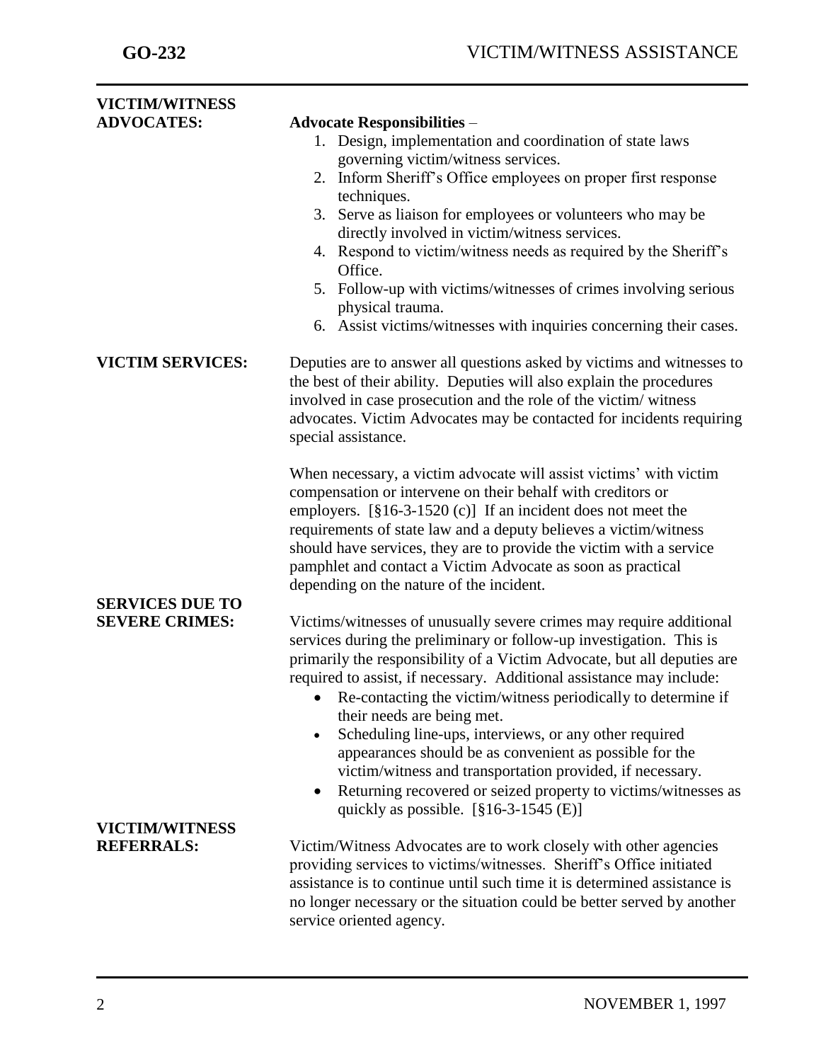**VICTIM/WITNESS ADVOCATES:**

**Advocate Responsibilities** –

1. Design, implementation and coordination of state laws governing victim/witness services.
2. Inform Sheriff's Office employees on proper first response techniques.
3. Serve as liaison for employees or volunteers who may be directly involved in victim/witness services.
4. Respond to victim/witness needs as required by the Sheriff's Office.
5. Follow-up with victims/witnesses of crimes involving serious physical trauma.
6. Assist victims/witnesses with inquiries concerning their cases.

**VICTIM SERVICES:**

Deputies are to answer all questions asked by victims and witnesses to the best of their ability. Deputies will also explain the procedures involved in case prosecution and the role of the victim/ witness advocates. Victim Advocates may be contacted for incidents requiring special assistance.

When necessary, a victim advocate will assist victims' with victim compensation or intervene on their behalf with creditors or employers. [§16-3-1520 (c)] If an incident does not meet the requirements of state law and a deputy believes a victim/witness should have services, they are to provide the victim with a service pamphlet and contact a Victim Advocate as soon as practical depending on the nature of the incident.

**SERVICES DUE TO SEVERE CRIMES:**

Victims/witnesses of unusually severe crimes may require additional services during the preliminary or follow-up investigation. This is primarily the responsibility of a Victim Advocate, but all deputies are required to assist, if necessary. Additional assistance may include:

- Re-contacting the victim/witness periodically to determine if their needs are being met.
- Scheduling line-ups, interviews, or any other required appearances should be as convenient as possible for the victim/witness and transportation provided, if necessary.
- Returning recovered or seized property to victims/witnesses as quickly as possible. [§16-3-1545 (E)]

**VICTIM/WITNESS REFERRALS:**

Victim/Witness Advocates are to work closely with other agencies providing services to victims/witnesses. Sheriff's Office initiated assistance is to continue until such time it is determined assistance is no longer necessary or the situation could be better served by another service oriented agency.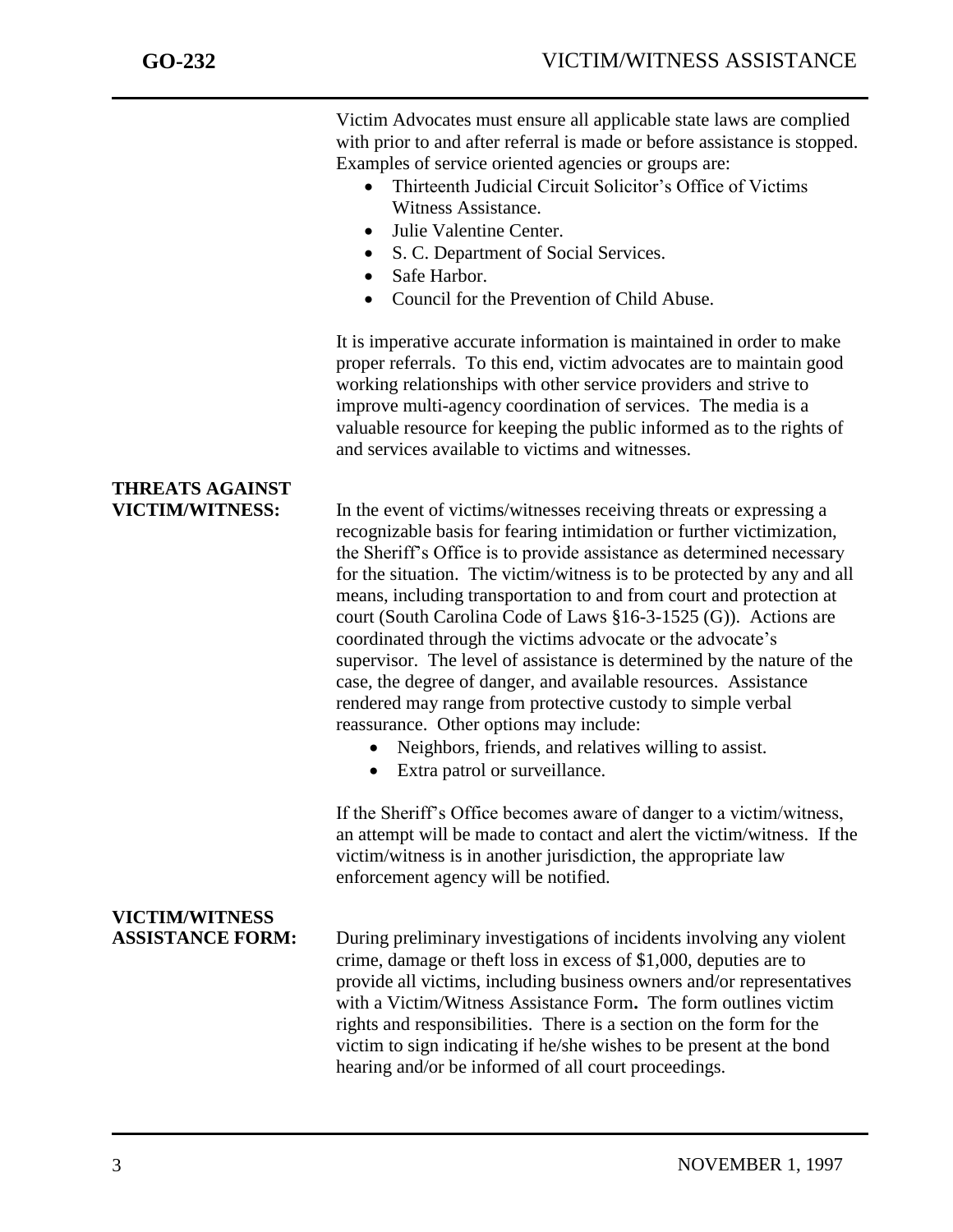Victim Advocates must ensure all applicable state laws are complied with prior to and after referral is made or before assistance is stopped. Examples of service oriented agencies or groups are:

- Thirteenth Judicial Circuit Solicitor's Office of Victims Witness Assistance.
- Julie Valentine Center.
- S. C. Department of Social Services.
- Safe Harbor.
- Council for the Prevention of Child Abuse.

It is imperative accurate information is maintained in order to make proper referrals. To this end, victim advocates are to maintain good working relationships with other service providers and strive to improve multi-agency coordination of services. The media is a valuable resource for keeping the public informed as to the rights of and services available to victims and witnesses.

**THREATS AGAINST VICTIM/WITNESS:** In the event of victims/witnesses receiving threats or expressing a recognizable basis for fearing intimidation or further victimization, the Sheriff's Office is to provide assistance as determined necessary for the situation. The victim/witness is to be protected by any and all means, including transportation to and from court and protection at court (South Carolina Code of Laws §16-3-1525 (G)). Actions are coordinated through the victims advocate or the advocate's supervisor. The level of assistance is determined by the nature of the case, the degree of danger, and available resources. Assistance rendered may range from protective custody to simple verbal reassurance. Other options may include:

- Neighbors, friends, and relatives willing to assist.
- Extra patrol or surveillance.

If the Sheriff's Office becomes aware of danger to a victim/witness, an attempt will be made to contact and alert the victim/witness. If the victim/witness is in another jurisdiction, the appropriate law enforcement agency will be notified.

**VICTIM/WITNESS ASSISTANCE FORM:** During preliminary investigations of incidents involving any violent crime, damage or theft loss in excess of $1,000, deputies are to provide all victims, including business owners and/or representatives with a Victim/Witness Assistance Form**.** The form outlines victim rights and responsibilities. There is a section on the form for the victim to sign indicating if he/she wishes to be present at the bond hearing and/or be informed of all court proceedings.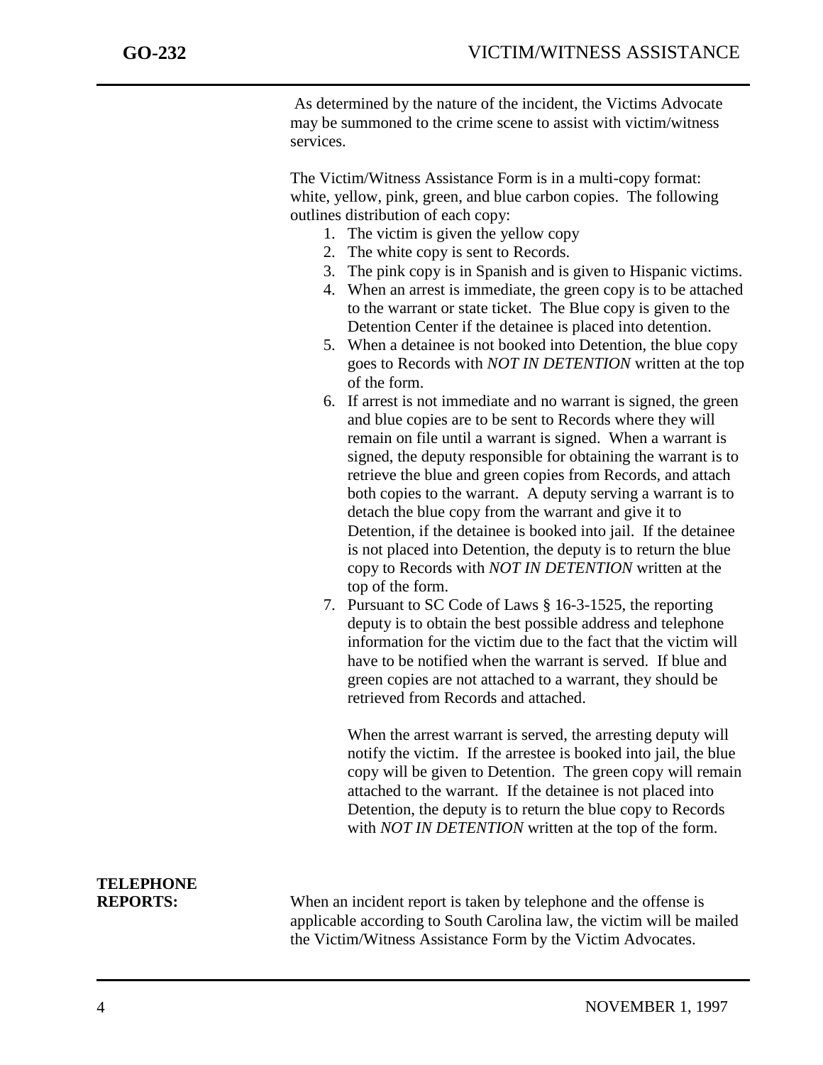As determined by the nature of the incident, the Victims Advocate may be summoned to the crime scene to assist with victim/witness services.

The Victim/Witness Assistance Form is in a multi-copy format: white, yellow, pink, green, and blue carbon copies. The following outlines distribution of each copy:

1. The victim is given the yellow copy
2. The white copy is sent to Records.
3. The pink copy is in Spanish and is given to Hispanic victims.
4. When an arrest is immediate, the green copy is to be attached to the warrant or state ticket. The Blue copy is given to the Detention Center if the detainee is placed into detention.
5. When a detainee is not booked into Detention, the blue copy goes to Records with *NOT IN DETENTION* written at the top of the form.
6. If arrest is not immediate and no warrant is signed, the green and blue copies are to be sent to Records where they will remain on file until a warrant is signed. When a warrant is signed, the deputy responsible for obtaining the warrant is to retrieve the blue and green copies from Records, and attach both copies to the warrant. A deputy serving a warrant is to detach the blue copy from the warrant and give it to Detention, if the detainee is booked into jail. If the detainee is not placed into Detention, the deputy is to return the blue copy to Records with *NOT IN DETENTION* written at the top of the form.
7. Pursuant to SC Code of Laws § 16-3-1525, the reporting deputy is to obtain the best possible address and telephone information for the victim due to the fact that the victim will have to be notified when the warrant is served. If blue and green copies are not attached to a warrant, they should be retrieved from Records and attached.

   When the arrest warrant is served, the arresting deputy will notify the victim. If the arrestee is booked into jail, the blue copy will be given to Detention. The green copy will remain attached to the warrant. If the detainee is not placed into Detention, the deputy is to return the blue copy to Records with *NOT IN DETENTION* written at the top of the form.

**TELEPHONE REPORTS:** When an incident report is taken by telephone and the offense is applicable according to South Carolina law, the victim will be mailed the Victim/Witness Assistance Form by the Victim Advocates.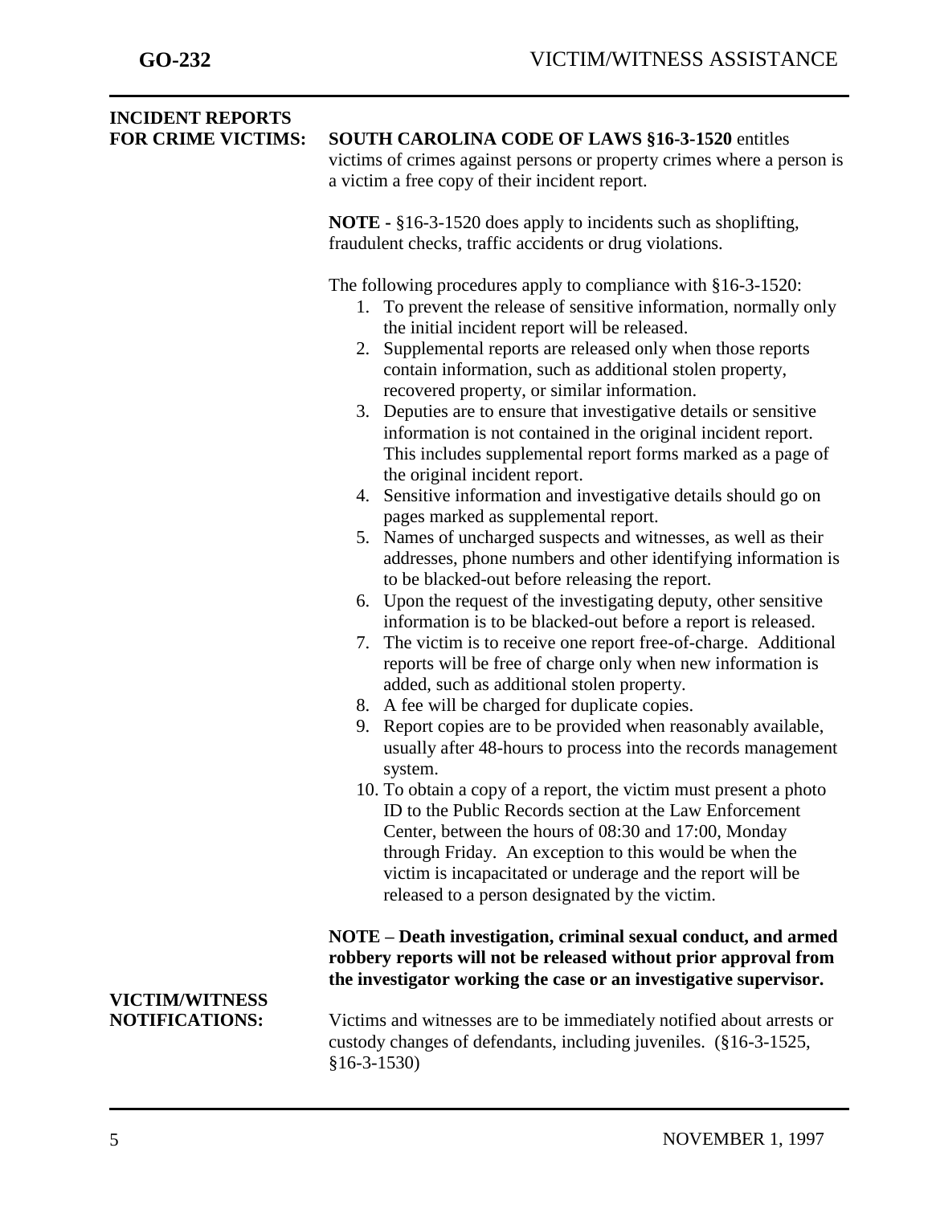## INCIDENT REPORTS FOR CRIME VICTIMS:

**SOUTH CAROLINA CODE OF LAWS §16-3-1520** entitles victims of crimes against persons or property crimes where a person is a victim a free copy of their incident report.

**NOTE -** §16-3-1520 does apply to incidents such as shoplifting, fraudulent checks, traffic accidents or drug violations.

The following procedures apply to compliance with §16-3-1520:

1. To prevent the release of sensitive information, normally only the initial incident report will be released.
2. Supplemental reports are released only when those reports contain information, such as additional stolen property, recovered property, or similar information.
3. Deputies are to ensure that investigative details or sensitive information is not contained in the original incident report. This includes supplemental report forms marked as a page of the original incident report.
4. Sensitive information and investigative details should go on pages marked as supplemental report.
5. Names of uncharged suspects and witnesses, as well as their addresses, phone numbers and other identifying information is to be blacked-out before releasing the report.
6. Upon the request of the investigating deputy, other sensitive information is to be blacked-out before a report is released.
7. The victim is to receive one report free-of-charge. Additional reports will be free of charge only when new information is added, such as additional stolen property.
8. A fee will be charged for duplicate copies.
9. Report copies are to be provided when reasonably available, usually after 48-hours to process into the records management system.
10. To obtain a copy of a report, the victim must present a photo ID to the Public Records section at the Law Enforcement Center, between the hours of 08:30 and 17:00, Monday through Friday. An exception to this would be when the victim is incapacitated or underage and the report will be released to a person designated by the victim.

**NOTE – Death investigation, criminal sexual conduct, and armed robbery reports will not be released without prior approval from the investigator working the case or an investigative supervisor.**

## VICTIM/WITNESS NOTIFICATIONS:

Victims and witnesses are to be immediately notified about arrests or custody changes of defendants, including juveniles. (§16-3-1525, §16-3-1530)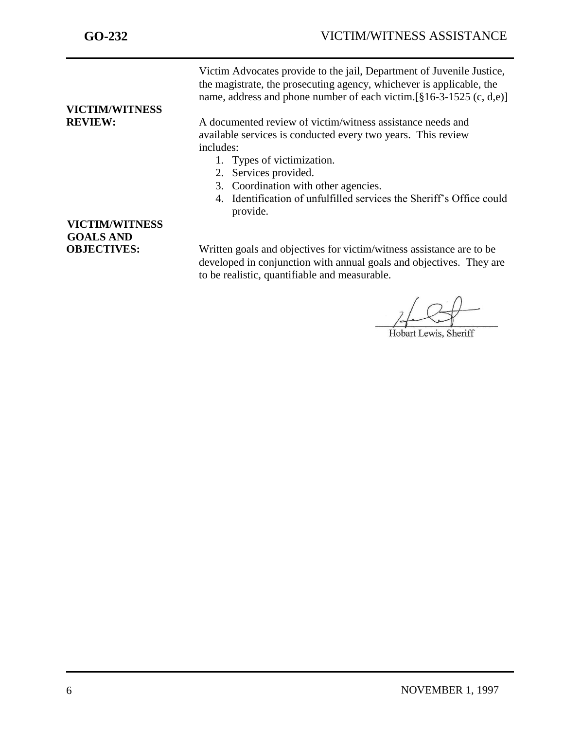Victim Advocates provide to the jail, Department of Juvenile Justice, the magistrate, the prosecuting agency, whichever is applicable, the name, address and phone number of each victim.[§16-3-1525 (c, d,e)]

**VICTIM/WITNESS REVIEW:**

A documented review of victim/witness assistance needs and available services is conducted every two years. This review includes:

1. Types of victimization.
2. Services provided.
3. Coordination with other agencies.
4. Identification of unfulfilled services the Sheriff's Office could provide.

**VICTIM/WITNESS GOALS AND OBJECTIVES:**

Written goals and objectives for victim/witness assistance are to be developed in conjunction with annual goals and objectives. They are to be realistic, quantifiable and measurable.

Hobart Lewis, Sheriff